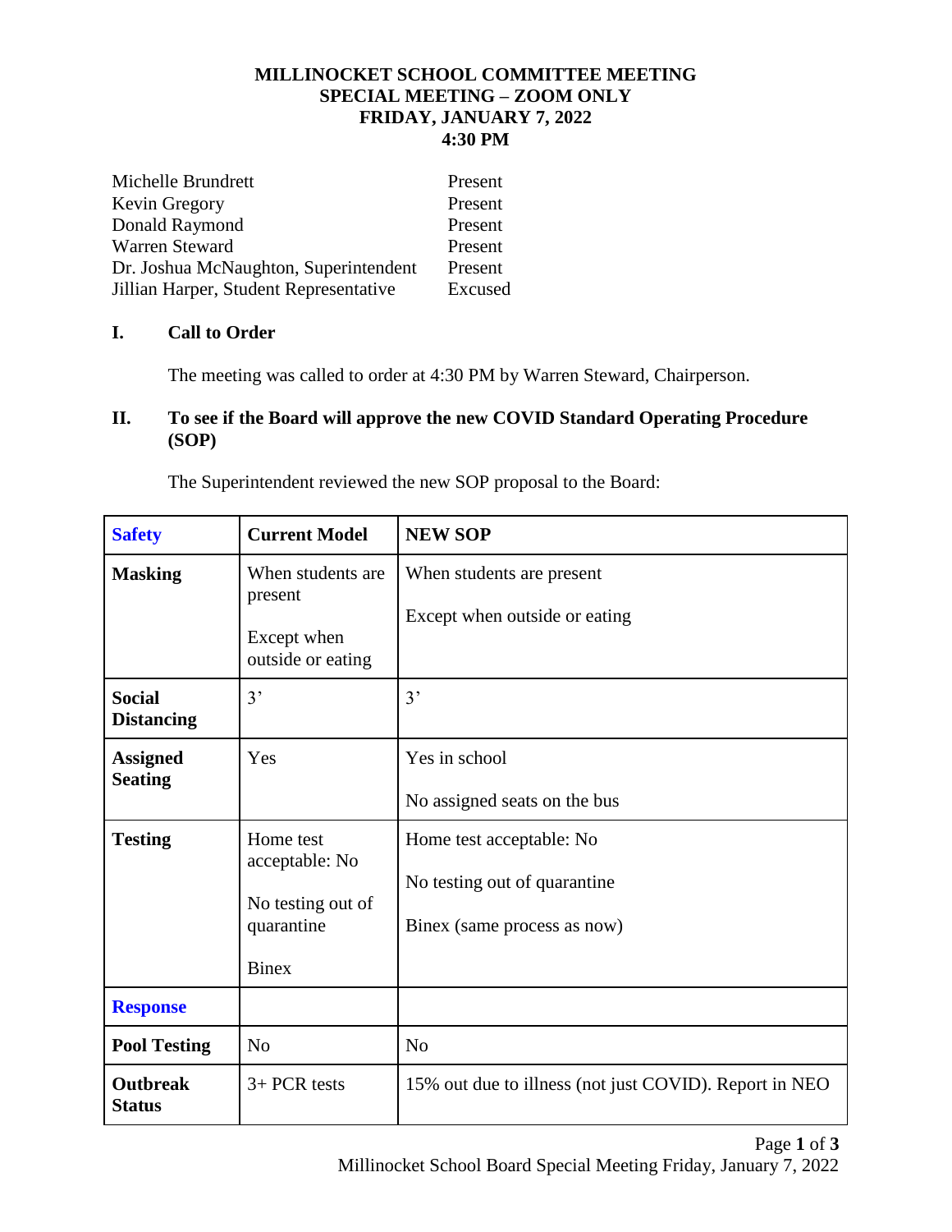**MILLINOCKET SCHOOL COMMITTEE MEETING**
**SPECIAL MEETING – ZOOM ONLY**
**FRIDAY, JANUARY 7, 2022**
**4:30 PM**

| | |
|---|---|
| Michelle Brundrett | Present |
| Kevin Gregory | Present |
| Donald Raymond | Present |
| Warren Steward | Present |
| Dr. Joshua McNaughton, Superintendent | Present |
| Jillian Harper, Student Representative | Excused |

## I. Call to Order

The meeting was called to order at 4:30 PM by Warren Steward, Chairperson.

## II. To see if the Board will approve the new COVID Standard Operating Procedure (SOP)

The Superintendent reviewed the new SOP proposal to the Board:

| **Safety** | **Current Model** | **NEW SOP** |
|---|---|---|
| **Masking** | When students are present<br><br>Except when outside or eating | When students are present<br><br>Except when outside or eating |
| **Social Distancing** | 3' | 3' |
| **Assigned Seating** | Yes | Yes in school<br><br>No assigned seats on the bus |
| **Testing** | Home test acceptable: No<br><br>No testing out of quarantine<br><br>Binex | Home test acceptable: No<br><br>No testing out of quarantine<br><br>Binex (same process as now) |
| **Response** | | |
| **Pool Testing** | No | No |
| **Outbreak Status** | 3+ PCR tests | 15% out due to illness (not just COVID). Report in NEO |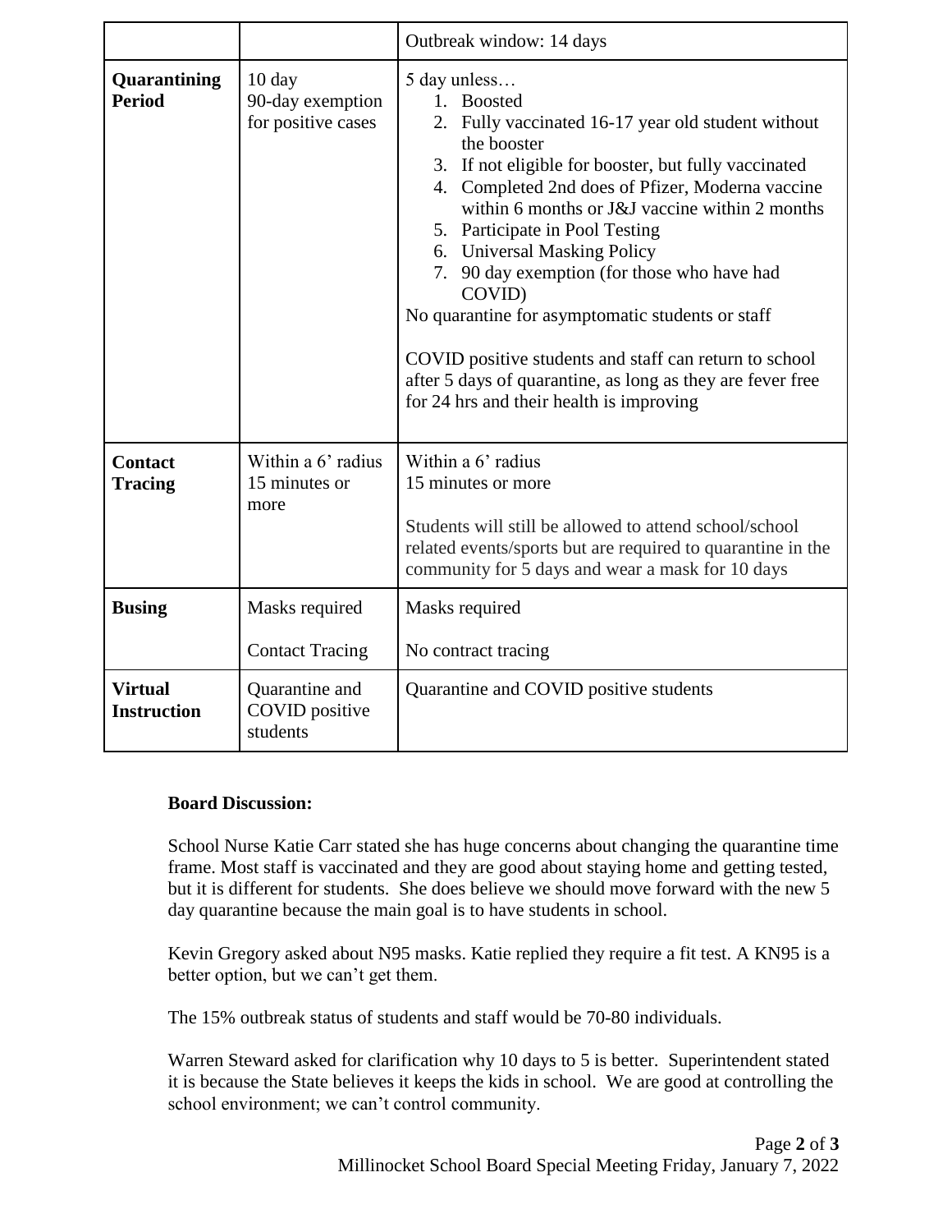| | | Outbreak window: 14 days |
|---|---|---|
| **Quarantining Period** | 10 day<br>90-day exemption for positive cases | 5 day unless…<br>1. Boosted<br>2. Fully vaccinated 16-17 year old student without the booster<br>3. If not eligible for booster, but fully vaccinated<br>4. Completed 2nd does of Pfizer, Moderna vaccine within 6 months or J&J vaccine within 2 months<br>5. Participate in Pool Testing<br>6. Universal Masking Policy<br>7. 90 day exemption (for those who have had COVID)<br>No quarantine for asymptomatic students or staff<br><br>COVID positive students and staff can return to school after 5 days of quarantine, as long as they are fever free for 24 hrs and their health is improving |
| **Contact Tracing** | Within a 6' radius<br>15 minutes or more | Within a 6' radius<br>15 minutes or more<br><br>Students will still be allowed to attend school/school related events/sports but are required to quarantine in the community for 5 days and wear a mask for 10 days |
| **Busing** | Masks required<br><br>Contact Tracing | Masks required<br><br>No contract tracing |
| **Virtual Instruction** | Quarantine and COVID positive students | Quarantine and COVID positive students |

**Board Discussion:**

School Nurse Katie Carr stated she has huge concerns about changing the quarantine time frame. Most staff is vaccinated and they are good about staying home and getting tested, but it is different for students. She does believe we should move forward with the new 5 day quarantine because the main goal is to have students in school.

Kevin Gregory asked about N95 masks. Katie replied they require a fit test. A KN95 is a better option, but we can't get them.

The 15% outbreak status of students and staff would be 70-80 individuals.

Warren Steward asked for clarification why 10 days to 5 is better. Superintendent stated it is because the State believes it keeps the kids in school. We are good at controlling the school environment; we can't control community.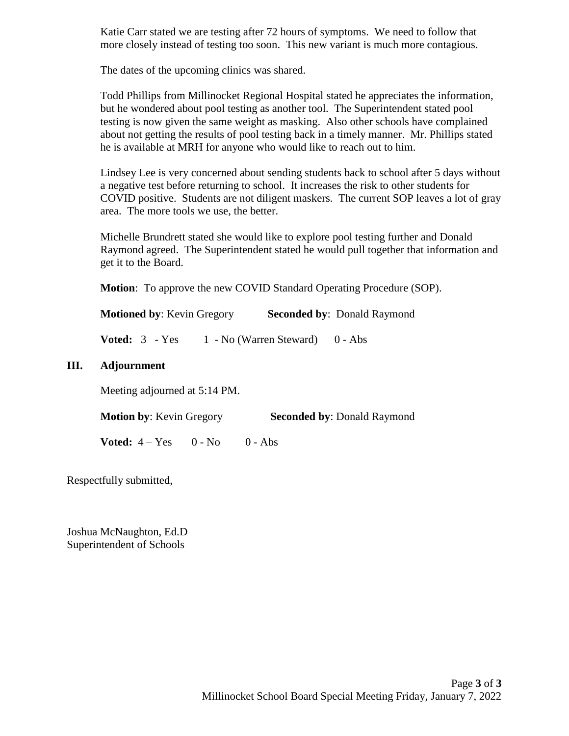Katie Carr stated we are testing after 72 hours of symptoms. We need to follow that more closely instead of testing too soon. This new variant is much more contagious.

The dates of the upcoming clinics was shared.

Todd Phillips from Millinocket Regional Hospital stated he appreciates the information, but he wondered about pool testing as another tool. The Superintendent stated pool testing is now given the same weight as masking. Also other schools have complained about not getting the results of pool testing back in a timely manner. Mr. Phillips stated he is available at MRH for anyone who would like to reach out to him.

Lindsey Lee is very concerned about sending students back to school after 5 days without a negative test before returning to school. It increases the risk to other students for COVID positive. Students are not diligent maskers. The current SOP leaves a lot of gray area. The more tools we use, the better.

Michelle Brundrett stated she would like to explore pool testing further and Donald Raymond agreed. The Superintendent stated he would pull together that information and get it to the Board.

**Motion**: To approve the new COVID Standard Operating Procedure (SOP).

**Motioned by**: Kevin Gregory **Seconded by**: Donald Raymond

**Voted:** 3 - Yes 1 - No (Warren Steward) 0 - Abs

## III. Adjournment

Meeting adjourned at 5:14 PM.

**Motion by**: Kevin Gregory **Seconded by**: Donald Raymond

**Voted:** 4 – Yes 0 - No 0 - Abs

Respectfully submitted,

Joshua McNaughton, Ed.D
Superintendent of Schools